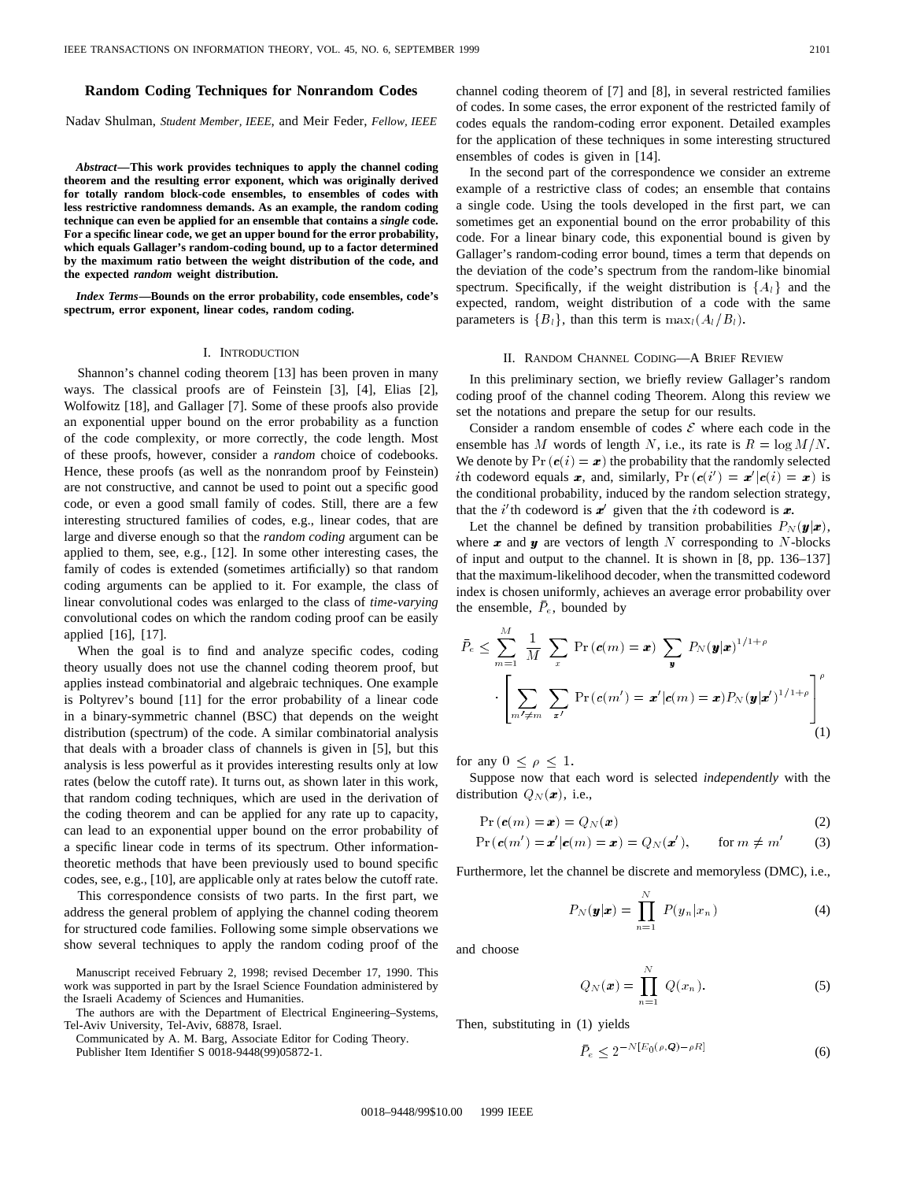# Random Coding Techniques for Nonrandom Codes

Nadav Shulman, *Student Member, IEEE*, and Meir Feder, *Fellow, IEEE*

***Abstract*—This work provides techniques to apply the channel coding theorem and the resulting error exponent, which was originally derived for totally random block-code ensembles, to ensembles of codes with less restrictive randomness demands. As an example, the random coding technique can even be applied for an ensemble that contains a *single* code. For a specific linear code, we get an upper bound for the error probability, which equals Gallager's random-coding bound, up to a factor determined by the maximum ratio between the weight distribution of the code, and the expected *random* weight distribution.**

***Index Terms*—Bounds on the error probability, code ensembles, code's spectrum, error exponent, linear codes, random coding.**

## I. Introduction

Shannon's channel coding theorem [13] has been proven in many ways. The classical proofs are of Feinstein [3], [4], Elias [2], Wolfowitz [18], and Gallager [7]. Some of these proofs also provide an exponential upper bound on the error probability as a function of the code complexity, or more correctly, the code length. Most of these proofs, however, consider a *random* choice of codebooks. Hence, these proofs (as well as the nonrandom proof by Feinstein) are not constructive, and cannot be used to point out a specific good code, or even a good small family of codes. Still, there are a few interesting structured families of codes, e.g., linear codes, that are large and diverse enough so that the *random coding* argument can be applied to them, see, e.g., [12]. In some other interesting cases, the family of codes is extended (sometimes artificially) so that random coding arguments can be applied to it. For example, the class of linear convolutional codes was enlarged to the class of *time-varying* convolutional codes on which the random coding proof can be easily applied [16], [17].

When the goal is to find and analyze specific codes, coding theory usually does not use the channel coding theorem proof, but applies instead combinatorial and algebraic techniques. One example is Poltyrev's bound [11] for the error probability of a linear code in a binary-symmetric channel (BSC) that depends on the weight distribution (spectrum) of the code. A similar combinatorial analysis that deals with a broader class of channels is given in [5], but this analysis is less powerful as it provides interesting results only at low rates (below the cutoff rate). It turns out, as shown later in this work, that random coding techniques, which are used in the derivation of the coding theorem and can be applied for any rate up to capacity, can lead to an exponential upper bound on the error probability of a specific linear code in terms of its spectrum. Other information-theoretic methods that have been previously used to bound specific codes, see, e.g., [10], are applicable only at rates below the cutoff rate.

This correspondence consists of two parts. In the first part, we address the general problem of applying the channel coding theorem for structured code families. Following some simple observations we show several techniques to apply the random coding proof of the channel coding theorem of [7] and [8], in several restricted families of codes. In some cases, the error exponent of the restricted family of codes equals the random-coding error exponent. Detailed examples for the application of these techniques in some interesting structured ensembles of codes is given in [14].

In the second part of the correspondence we consider an extreme example of a restrictive class of codes; an ensemble that contains a single code. Using the tools developed in the first part, we can sometimes get an exponential bound on the error probability of this code. For a linear binary code, this exponential bound is given by Gallager's random-coding error bound, times a term that depends on the deviation of the code's spectrum from the random-like binomial spectrum. Specifically, if the weight distribution is $\{A_l\}$ and the expected, random, weight distribution of a code with the same parameters is $\{B_l\}$, than this term is $\max_l (A_l/B_l)$.

Manuscript received February 2, 1998; revised December 17, 1990. This work was supported in part by the Israel Science Foundation administered by the Israeli Academy of Sciences and Humanities.

The authors are with the Department of Electrical Engineering–Systems, Tel-Aviv University, Tel-Aviv, 68878, Israel.

Communicated by A. M. Barg, Associate Editor for Coding Theory.

Publisher Item Identifier S 0018-9448(99)05872-1.

## II. Random Channel Coding—A Brief Review

In this preliminary section, we briefly review Gallager's random coding proof of the channel coding Theorem. Along this review we set the notations and prepare the setup for our results.

Consider a random ensemble of codes $\mathcal{E}$ where each code in the ensemble has $M$ words of length $N$, i.e., its rate is $R = \log M/N$. We denote by $\Pr(\boldsymbol{c}(i) = \boldsymbol{x})$ the probability that the randomly selected $i$th codeword equals $\boldsymbol{x}$, and, similarly, $\Pr(\boldsymbol{c}(i') = \boldsymbol{x}' | \boldsymbol{c}(i) = \boldsymbol{x})$ is the conditional probability, induced by the random selection strategy, that the $i'$th codeword is $\boldsymbol{x}'$ given that the $i$th codeword is $\boldsymbol{x}$.

Let the channel be defined by transition probabilities $P_N(\boldsymbol{y}|\boldsymbol{x})$, where $\boldsymbol{x}$ and $\boldsymbol{y}$ are vectors of length $N$ corresponding to $N$-blocks of input and output to the channel. It is shown in [8, pp. 136–137] that the maximum-likelihood decoder, when the transmitted codeword index is chosen uniformly, achieves an average error probability over the ensemble, $\bar{P}_e$, bounded by

$$\bar{P}_e \le \sum_{m=1}^{M} \frac{1}{M} \sum_{x} \Pr(\boldsymbol{c}(m) = \boldsymbol{x}) \sum_{\boldsymbol{y}} P_N(\boldsymbol{y}|\boldsymbol{x})^{1/1+\rho} \cdot \left[ \sum_{m' \neq m} \sum_{\boldsymbol{x}'} \Pr(c(m') = \boldsymbol{x}' | \boldsymbol{c}(m) = \boldsymbol{x}) P_N(\boldsymbol{y}|\boldsymbol{x}')^{1/1+\rho} \right]^{\rho} \tag{1}$$

for any $0 \le \rho \le 1$.

Suppose now that each word is selected *independently* with the distribution $Q_N(\boldsymbol{x})$, i.e.,

$$\Pr(\boldsymbol{c}(m) = \boldsymbol{x}) = Q_N(\boldsymbol{x}) \tag{2}$$

$$\Pr(\boldsymbol{c}(m') = \boldsymbol{x}' | \boldsymbol{c}(m) = \boldsymbol{x}) = Q_N(\boldsymbol{x}'), \qquad \text{for } m \neq m' \tag{3}$$

Furthermore, let the channel be discrete and memoryless (DMC), i.e.,

$$P_N(\boldsymbol{y}|\boldsymbol{x}) = \prod_{n=1}^{N} P(y_n|x_n) \tag{4}$$

and choose

$$Q_N(\boldsymbol{x}) = \prod_{n=1}^{N} Q(x_n). \tag{5}$$

Then, substituting in (1) yields

$$\bar{P}_e \le 2^{-N[E_0(\rho, \boldsymbol{Q}) - \rho R]} \tag{6}$$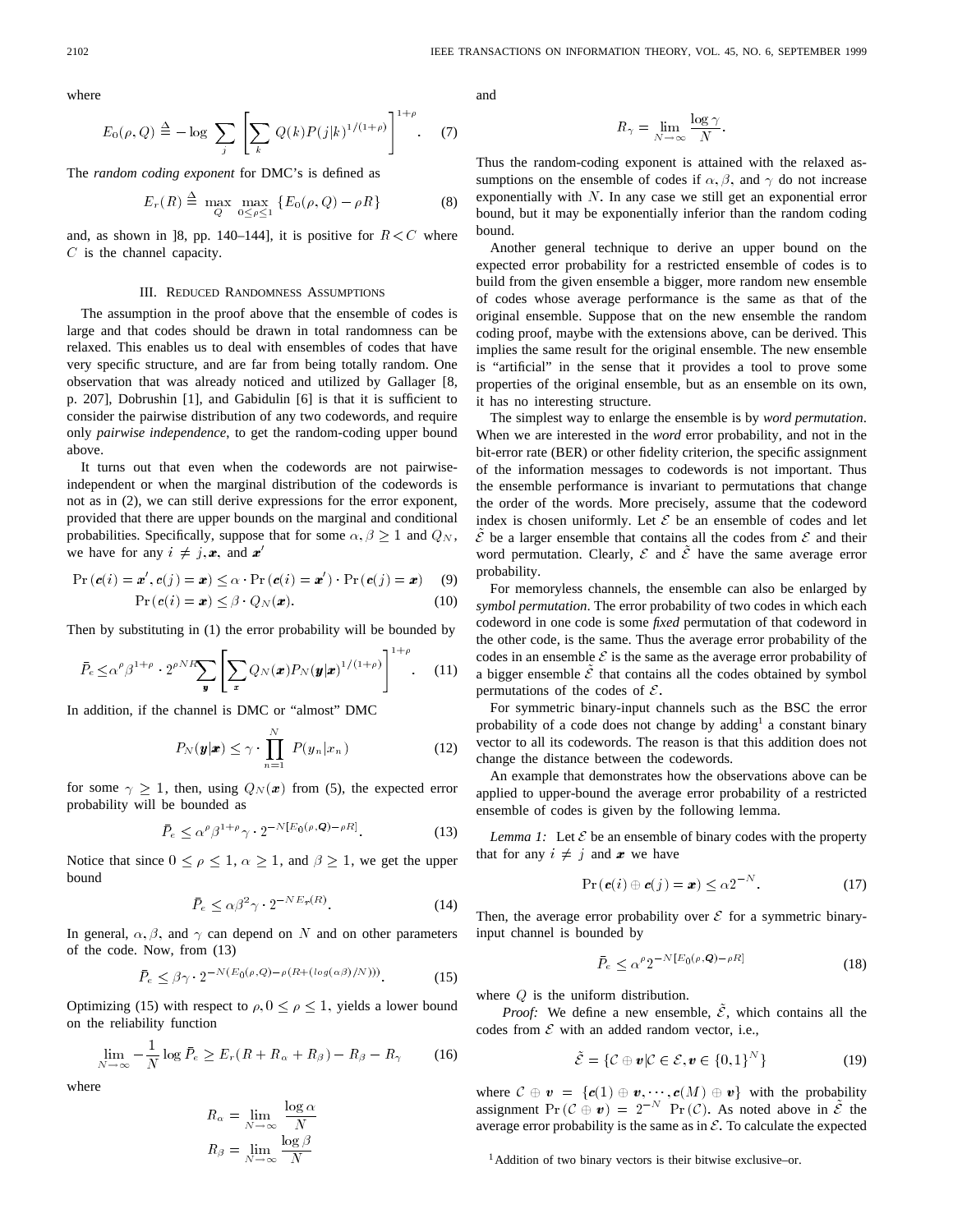where

$$E_0(\rho, Q) \triangleq -\log \sum_j \left[ \sum_k Q(k) P(j|k)^{1/(1+\rho)} \right]^{1+\rho}. \quad (7)$$

The *random coding exponent* for DMC's is defined as

$$E_r(R) \triangleq \max_Q \max_{0 \le \rho \le 1} \{E_0(\rho, Q) - \rho R\} \quad (8)$$

and, as shown in ]8, pp. 140–144], it is positive for $R < C$ where $C$ is the channel capacity.

## III. Reduced Randomness Assumptions

The assumption in the proof above that the ensemble of codes is large and that codes should be drawn in total randomness can be relaxed. This enables us to deal with ensembles of codes that have very specific structure, and are far from being totally random. One observation that was already noticed and utilized by Gallager [8, p. 207], Dobrushin [1], and Gabidulin [6] is that it is sufficient to consider the pairwise distribution of any two codewords, and require only *pairwise independence*, to get the random-coding upper bound above.

It turns out that even when the codewords are not pairwise-independent or when the marginal distribution of the codewords is not as in (2), we can still derive expressions for the error exponent, provided that there are upper bounds on the marginal and conditional probabilities. Specifically, suppose that for some $\alpha, \beta \ge 1$ and $Q_N$, we have for any $i \ne j, \boldsymbol{x}$, and $\boldsymbol{x}'$

$$\Pr(\boldsymbol{c}(i) = \boldsymbol{x}', \boldsymbol{c}(j) = \boldsymbol{x}) \le \alpha \cdot \Pr(\boldsymbol{c}(i) = \boldsymbol{x}') \cdot \Pr(\boldsymbol{c}(j) = \boldsymbol{x}) \quad (9)$$

$$\Pr(\boldsymbol{c}(i) = \boldsymbol{x}) \le \beta \cdot Q_N(\boldsymbol{x}). \quad (10)$$

Then by substituting in (1) the error probability will be bounded by

$$\bar{P}_e \le \alpha^\rho \beta^{1+\rho} \cdot 2^{\rho N R} \sum_{\boldsymbol{y}} \left[ \sum_{\boldsymbol{x}} Q_N(\boldsymbol{x}) P_N(\boldsymbol{y}|\boldsymbol{x})^{1/(1+\rho)} \right]^{1+\rho}. \quad (11)$$

In addition, if the channel is DMC or "almost" DMC

$$P_N(\boldsymbol{y}|\boldsymbol{x}) \le \gamma \cdot \prod_{n=1}^{N} P(y_n|x_n) \quad (12)$$

for some $\gamma \ge 1$, then, using $Q_N(\boldsymbol{x})$ from (5), the expected error probability will be bounded as

$$\bar{P}_e \le \alpha^\rho \beta^{1+\rho} \gamma \cdot 2^{-N[E_0(\rho, \boldsymbol{Q}) - \rho R]}. \quad (13)$$

Notice that since $0 \le \rho \le 1$, $\alpha \ge 1$, and $\beta \ge 1$, we get the upper bound

$$\bar{P}_e \le \alpha \beta^2 \gamma \cdot 2^{-N E_r(R)}. \quad (14)$$

In general, $\alpha, \beta$, and $\gamma$ can depend on $N$ and on other parameters of the code. Now, from (13)

$$\bar{P}_e \le \beta\gamma \cdot 2^{-N(E_0(\rho, Q) - \rho(R + (\log(\alpha\beta)/N)))}. \quad (15)$$

Optimizing (15) with respect to $\rho, 0 \le \rho \le 1$, yields a lower bound on the reliability function

$$\lim_{N \to \infty} -\frac{1}{N} \log \bar{P}_e \ge E_r(R + R_\alpha + R_\beta) - R_\beta - R_\gamma \quad (16)$$

where

$$R_\alpha = \lim_{N \to \infty} \frac{\log \alpha}{N}$$

$$R_\beta = \lim_{N \to \infty} \frac{\log \beta}{N}$$

and

$$R_\gamma = \lim_{N \to \infty} \frac{\log \gamma}{N}.$$

Thus the random-coding exponent is attained with the relaxed assumptions on the ensemble of codes if $\alpha, \beta$, and $\gamma$ do not increase exponentially with $N$. In any case we still get an exponential error bound, but it may be exponentially inferior than the random coding bound.

Another general technique to derive an upper bound on the expected error probability for a restricted ensemble of codes is to build from the given ensemble a bigger, more random new ensemble of codes whose average performance is the same as that of the original ensemble. Suppose that on the new ensemble the random coding proof, maybe with the extensions above, can be derived. This implies the same result for the original ensemble. The new ensemble is "artificial" in the sense that it provides a tool to prove some properties of the original ensemble, but as an ensemble on its own, it has no interesting structure.

The simplest way to enlarge the ensemble is by *word permutation*. When we are interested in the *word* error probability, and not in the bit-error rate (BER) or other fidelity criterion, the specific assignment of the information messages to codewords is not important. Thus the ensemble performance is invariant to permutations that change the order of the words. More precisely, assume that the codeword index is chosen uniformly. Let $\mathcal{E}$ be an ensemble of codes and let $\tilde{\mathcal{E}}$ be a larger ensemble that contains all the codes from $\mathcal{E}$ and their word permutation. Clearly, $\mathcal{E}$ and $\tilde{\mathcal{E}}$ have the same average error probability.

For memoryless channels, the ensemble can also be enlarged by *symbol permutation*. The error probability of two codes in which each codeword in one code is some *fixed* permutation of that codeword in the other code, is the same. Thus the average error probability of the codes in an ensemble $\mathcal{E}$ is the same as the average error probability of a bigger ensemble $\tilde{\mathcal{E}}$ that contains all the codes obtained by symbol permutations of the codes of $\mathcal{E}$.

For symmetric binary-input channels such as the BSC the error probability of a code does not change by adding[1] a constant binary vector to all its codewords. The reason is that this addition does not change the distance between the codewords.

An example that demonstrates how the observations above can be applied to upper-bound the average error probability of a restricted ensemble of codes is given by the following lemma.

*Lemma 1:* Let $\mathcal{E}$ be an ensemble of binary codes with the property that for any $i \ne j$ and $\boldsymbol{x}$ we have

$$\Pr(\boldsymbol{c}(i) \oplus \boldsymbol{c}(j) = \boldsymbol{x}) \le \alpha 2^{-N}. \quad (17)$$

Then, the average error probability over $\mathcal{E}$ for a symmetric binary-input channel is bounded by

$$\bar{P}_e \le \alpha^\rho 2^{-N[E_0(\rho, \boldsymbol{Q}) - \rho R]} \quad (18)$$

where $Q$ is the uniform distribution.

*Proof:* We define a new ensemble, $\tilde{\mathcal{E}}$, which contains all the codes from $\mathcal{E}$ with an added random vector, i.e.,

$$\tilde{\mathcal{E}} = \{\mathcal{C} \oplus \boldsymbol{v} | \mathcal{C} \in \mathcal{E}, \boldsymbol{v} \in \{0,1\}^N\} \quad (19)$$

where $\mathcal{C} \oplus \boldsymbol{v} = \{\boldsymbol{c}(1) \oplus \boldsymbol{v}, \cdots, \boldsymbol{c}(M) \oplus \boldsymbol{v}\}$ with the probability assignment $\Pr(\mathcal{C} \oplus \boldsymbol{v}) = 2^{-N} \Pr(\mathcal{C})$. As noted above in $\tilde{\mathcal{E}}$ the average error probability is the same as in $\mathcal{E}$. To calculate the expected

[1] Addition of two binary vectors is their bitwise exclusive–or.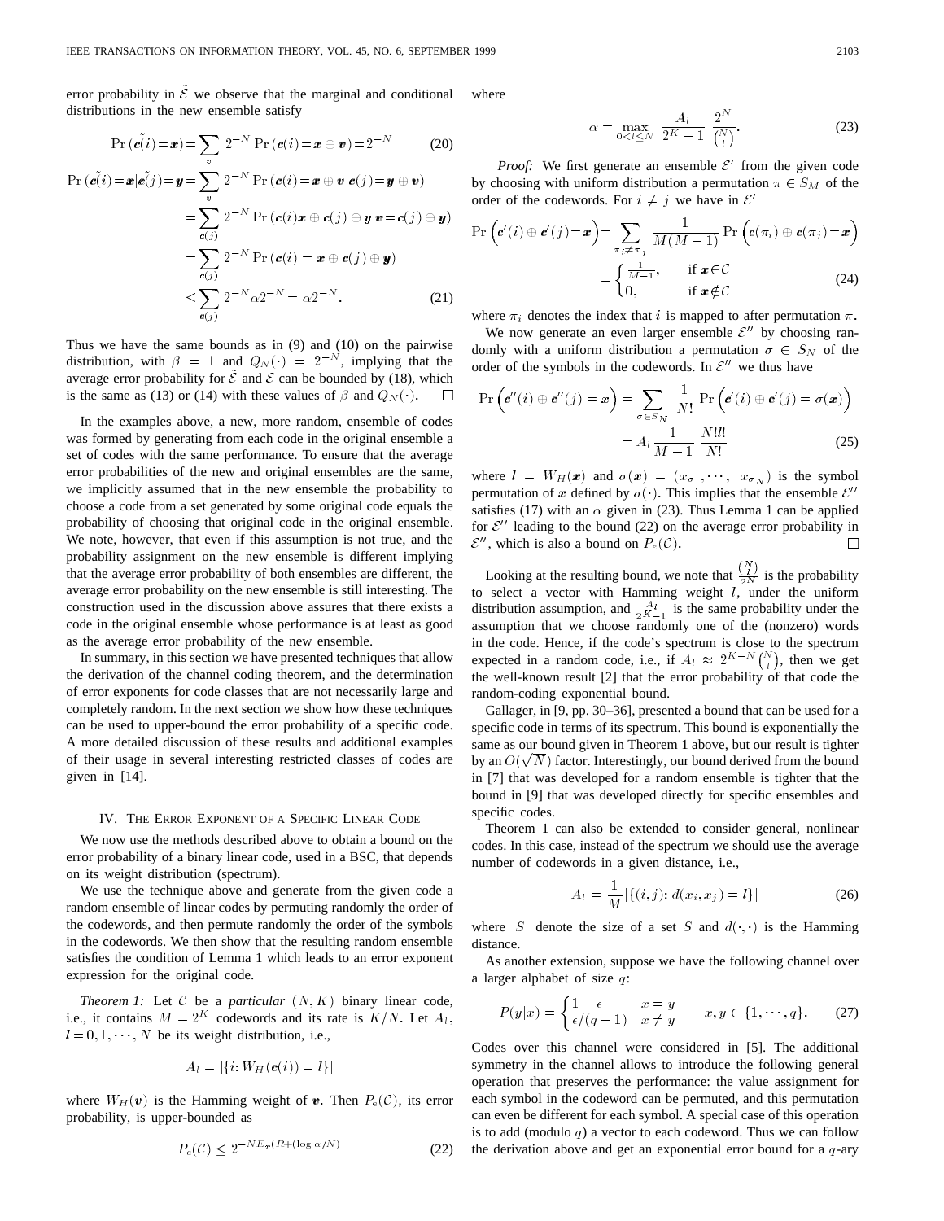error probability in $\tilde{\mathcal{E}}$ we observe that the marginal and conditional distributions in the new ensemble satisfy

$$\Pr(\tilde{\boldsymbol{c}(i)} = \boldsymbol{x}) = \sum_{\boldsymbol{v}} 2^{-N} \Pr(\boldsymbol{c}(i) = \boldsymbol{x} \oplus \boldsymbol{v}) = 2^{-N} \tag{20}$$

$$\begin{aligned}
\Pr(\tilde{\boldsymbol{c}(i)} = \boldsymbol{x} | \tilde{\boldsymbol{c}(j)} = \boldsymbol{y}) &= \sum_{\boldsymbol{v}} 2^{-N} \Pr(\boldsymbol{c}(i) = \boldsymbol{x} \oplus \boldsymbol{v} | \boldsymbol{c}(j) = \boldsymbol{y} \oplus \boldsymbol{v}) \\
&= \sum_{\boldsymbol{c}(j)} 2^{-N} \Pr(\boldsymbol{c}(i) \boldsymbol{x} \oplus \boldsymbol{c}(j) \oplus \boldsymbol{y} | \boldsymbol{v} = \boldsymbol{c}(j) \oplus \boldsymbol{y}) \\
&= \sum_{\boldsymbol{c}(j)} 2^{-N} \Pr(\boldsymbol{c}(i) = \boldsymbol{x} \oplus \boldsymbol{c}(j) \oplus \boldsymbol{y}) \\
&\le \sum_{\boldsymbol{c}(j)} 2^{-N} \alpha 2^{-N} = \alpha 2^{-N}.
\end{aligned} \tag{21}$$

Thus we have the same bounds as in (9) and (10) on the pairwise distribution, with $\beta = 1$ and $Q_N(\cdot) = 2^{-N}$, implying that the average error probability for $\tilde{\mathcal{E}}$ and $\mathcal{E}$ can be bounded by (18), which is the same as (13) or (14) with these values of $\beta$ and $Q_N(\cdot)$. $\square$

In the examples above, a new, more random, ensemble of codes was formed by generating from each code in the original ensemble a set of codes with the same performance. To ensure that the average error probabilities of the new and original ensembles are the same, we implicitly assumed that in the new ensemble the probability to choose a code from a set generated by some original code equals the probability of choosing that original code in the original ensemble. We note, however, that even if this assumption is not true, and the probability assignment on the new ensemble is different implying that the average error probability of both ensembles are different, the average error probability on the new ensemble is still interesting. The construction used in the discussion above assures that there exists a code in the original ensemble whose performance is at least as good as the average error probability of the new ensemble.

In summary, in this section we have presented techniques that allow the derivation of the channel coding theorem, and the determination of error exponents for code classes that are not necessarily large and completely random. In the next section we show how these techniques can be used to upper-bound the error probability of a specific code. A more detailed discussion of these results and additional examples of their usage in several interesting restricted classes of codes are given in [14].

## IV. The Error Exponent of a Specific Linear Code

We now use the methods described above to obtain a bound on the error probability of a binary linear code, used in a BSC, that depends on its weight distribution (spectrum).

We use the technique above and generate from the given code a random ensemble of linear codes by permuting randomly the order of the codewords, and then permute randomly the order of the symbols in the codewords. We then show that the resulting random ensemble satisfies the condition of Lemma 1 which leads to an error exponent expression for the original code.

*Theorem 1:* Let $\mathcal{C}$ be a *particular* $(N, K)$ binary linear code, i.e., it contains $M = 2^K$ codewords and its rate is $K/N$. Let $A_l$, $l = 0, 1, \cdots, N$ be its weight distribution, i.e.,

$$A_l = |\{i: W_H(\boldsymbol{c}(i)) = l\}|$$

where $W_H(\boldsymbol{v})$ is the Hamming weight of $\boldsymbol{v}$. Then $P_e(\mathcal{C})$, its error probability, is upper-bounded as

$$P_e(\mathcal{C}) \le 2^{-NE_r(R + (\log \alpha / N))} \tag{22}$$

where

$$\alpha = \max_{0 < l \le N} \frac{A_l}{2^K - 1} \frac{2^N}{\binom{N}{l}}. \tag{23}$$

*Proof:* We first generate an ensemble $\mathcal{E}'$ from the given code by choosing with uniform distribution a permutation $\pi \in S_M$ of the order of the codewords. For $i \neq j$ we have in $\mathcal{E}'$

$$\begin{aligned}
\Pr\left(\boldsymbol{c}'(i) \oplus \boldsymbol{c}'(j) = \boldsymbol{x}\right) &= \sum_{\pi_i \neq \pi_j} \frac{1}{M(M-1)} \Pr\left(\boldsymbol{c}(\pi_i) \oplus \boldsymbol{c}(\pi_j) = \boldsymbol{x}\right) \\
&= \begin{cases} \frac{1}{M-1}, & \text{if } \boldsymbol{x} \in \mathcal{C} \\ 0, & \text{if } \boldsymbol{x} \notin \mathcal{C} \end{cases}
\end{aligned} \tag{24}$$

where $\pi_i$ denotes the index that $i$ is mapped to after permutation $\pi$.

We now generate an even larger ensemble $\mathcal{E}''$ by choosing randomly with a uniform distribution a permutation $\sigma \in S_N$ of the order of the symbols in the codewords. In $\mathcal{E}''$ we thus have

$$\begin{aligned}
\Pr\left(\boldsymbol{c}''(i) \oplus \boldsymbol{c}''(j) = \boldsymbol{x}\right) &= \sum_{\sigma \in S_N} \frac{1}{N!} \Pr\left(\boldsymbol{c}'(i) \oplus \boldsymbol{c}'(j) = \sigma(\boldsymbol{x})\right) \\
&= A_l \frac{1}{M-1} \frac{N!l!}{N!}
\end{aligned} \tag{25}$$

where $l = W_H(\boldsymbol{x})$ and $\sigma(\boldsymbol{x}) = (x_{\sigma_1}, \cdots, x_{\sigma_N})$ is the symbol permutation of $\boldsymbol{x}$ defined by $\sigma(\cdot)$. This implies that the ensemble $\mathcal{E}''$ satisfies (17) with an $\alpha$ given in (23). Thus Lemma 1 can be applied for $\mathcal{E}''$ leading to the bound (22) on the average error probability in $\mathcal{E}''$, which is also a bound on $P_e(\mathcal{C})$. $\square$

Looking at the resulting bound, we note that $\frac{\binom{N}{l}}{2^N}$ is the probability to select a vector with Hamming weight $l$, under the uniform distribution assumption, and $\frac{A_l}{2^K - 1}$ is the same probability under the assumption that we choose randomly one of the (nonzero) words in the code. Hence, if the code's spectrum is close to the spectrum expected in a random code, i.e., if $A_l \approx 2^{K-N}\binom{N}{l}$, then we get the well-known result [2] that the error probability of that code the random-coding exponential bound.

Gallager, in [9, pp. 30–36], presented a bound that can be used for a specific code in terms of its spectrum. This bound is exponentially the same as our bound given in Theorem 1 above, but our result is tighter by an $O(\sqrt{N})$ factor. Interestingly, our bound derived from the bound in [7] that was developed for a random ensemble is tighter that the bound in [9] that was developed directly for specific ensembles and specific codes.

Theorem 1 can also be extended to consider general, nonlinear codes. In this case, instead of the spectrum we should use the average number of codewords in a given distance, i.e.,

$$A_l = \frac{1}{M} |\{(i, j): d(x_i, x_j) = l\}| \tag{26}$$

where $|S|$ denote the size of a set $S$ and $d(\cdot, \cdot)$ is the Hamming distance.

As another extension, suppose we have the following channel over a larger alphabet of size $q$:

$$P(y|x) = \begin{cases} 1 - \epsilon & x = y \\ \epsilon/(q-1) & x \neq y \end{cases} \qquad x, y \in \{1, \cdots, q\}. \tag{27}$$

Codes over this channel were considered in [5]. The additional symmetry in the channel allows to introduce the following general operation that preserves the performance: the value assignment for each symbol in the codeword can be permuted, and this permutation can even be different for each symbol. A special case of this operation is to add (modulo $q$) a vector to each codeword. Thus we can follow the derivation above and get an exponential error bound for a $q$-ary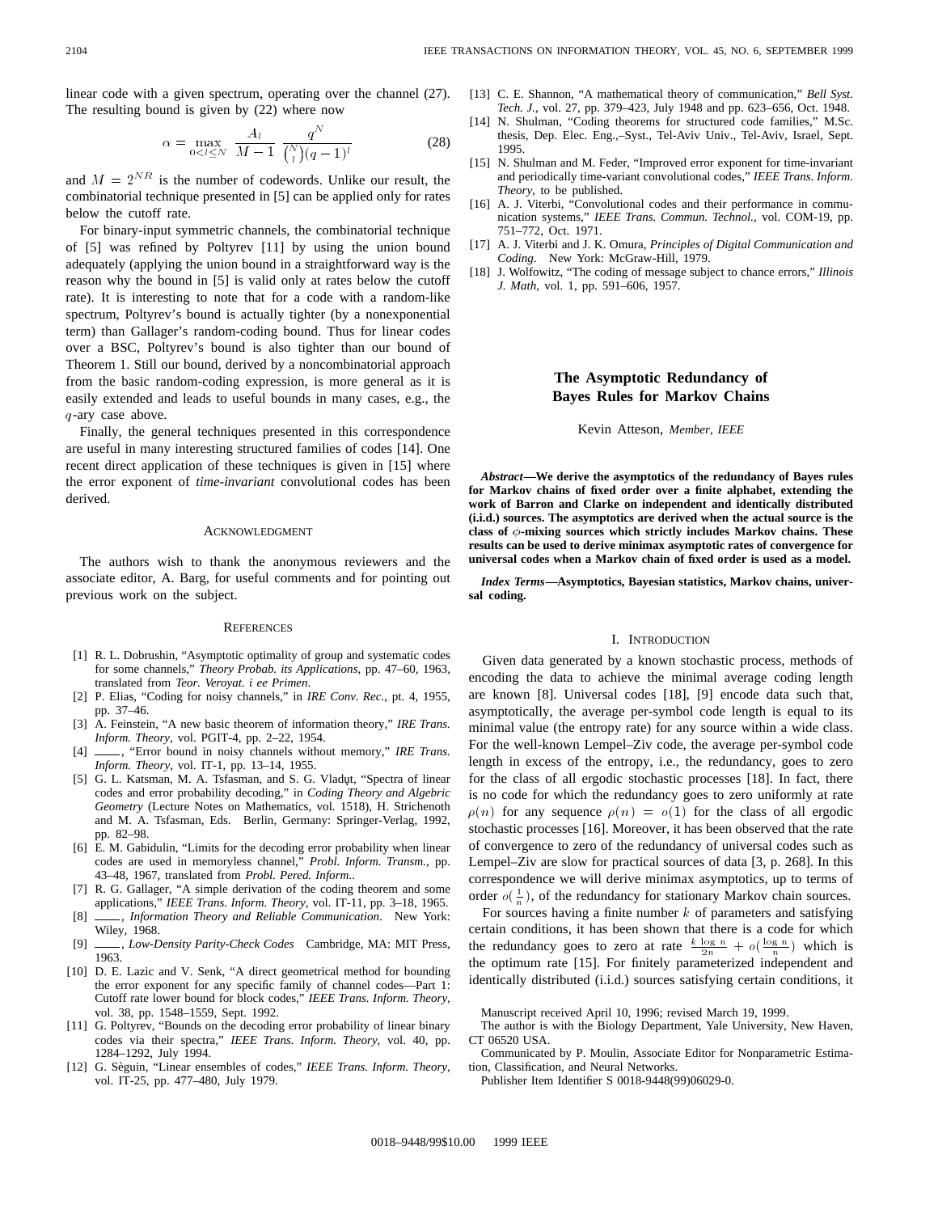linear code with a given spectrum, operating over the channel (27). The resulting bound is given by (22) where now

$$\alpha = \max_{0<l\leq N} \frac{A_l}{M-1} \frac{q^N}{\binom{N}{l}(q-1)^l} \tag{28}$$

and $M = 2^{NR}$ is the number of codewords. Unlike our result, the combinatorial technique presented in [5] can be applied only for rates below the cutoff rate.

For binary-input symmetric channels, the combinatorial technique of [5] was refined by Poltyrev [11] by using the union bound adequately (applying the union bound in a straightforward way is the reason why the bound in [5] is valid only at rates below the cutoff rate). It is interesting to note that for a code with a random-like spectrum, Poltyrev's bound is actually tighter (by a nonexponential term) than Gallager's random-coding bound. Thus for linear codes over a BSC, Poltyrev's bound is also tighter than our bound of Theorem 1. Still our bound, derived by a noncombinatorial approach from the basic random-coding expression, is more general as it is easily extended and leads to useful bounds in many cases, e.g., the $q$-ary case above.

Finally, the general techniques presented in this correspondence are useful in many interesting structured families of codes [14]. One recent direct application of these techniques is given in [15] where the error exponent of *time-invariant* convolutional codes has been derived.

## Acknowledgment

The authors wish to thank the anonymous reviewers and the associate editor, A. Barg, for useful comments and for pointing out previous work on the subject.

## References

[1] R. L. Dobrushin, "Asymptotic optimality of group and systematic codes for some channels," *Theory Probab. its Applications*, pp. 47–60, 1963, translated from *Teor. Veroyat. i ee Primen.*

[2] P. Elias, "Coding for noisy channels," in *IRE Conv. Rec.*, pt. 4, 1955, pp. 37–46.

[3] A. Feinstein, "A new basic theorem of information theory," *IRE Trans. Inform. Theory*, vol. PGIT-4, pp. 2–22, 1954.

[4] ——, "Error bound in noisy channels without memory," *IRE Trans. Inform. Theory*, vol. IT-1, pp. 13–14, 1955.

[5] G. L. Katsman, M. A. Tsfasman, and S. G. Vladųt, "Spectra of linear codes and error probability decoding," in *Coding Theory and Algebric Geometry* (Lecture Notes on Mathematics, vol. 1518), H. Strichenoth and M. A. Tsfasman, Eds. Berlin, Germany: Springer-Verlag, 1992, pp. 82–98.

[6] E. M. Gabidulin, "Limits for the decoding error probability when linear codes are used in memoryless channel," *Probl. Inform. Transm.*, pp. 43–48, 1967, translated from *Probl. Pered. Inform.*.

[7] R. G. Gallager, "A simple derivation of the coding theorem and some applications," *IEEE Trans. Inform. Theory*, vol. IT-11, pp. 3–18, 1965.

[8] ——, *Information Theory and Reliable Communication*. New York: Wiley, 1968.

[9] ——, *Low-Density Parity-Check Codes* Cambridge, MA: MIT Press, 1963.

[10] D. E. Lazic and V. Senk, "A direct geometrical method for bounding the error exponent for any specific family of channel codes—Part 1: Cutoff rate lower bound for block codes," *IEEE Trans. Inform. Theory*, vol. 38, pp. 1548–1559, Sept. 1992.

[11] G. Poltyrev, "Bounds on the decoding error probability of linear binary codes via their spectra," *IEEE Trans. Inform. Theory*, vol. 40, pp. 1284–1292, July 1994.

[12] G. Sèguin, "Linear ensembles of codes," *IEEE Trans. Inform. Theory*, vol. IT-25, pp. 477–480, July 1979.

[13] C. E. Shannon, "A mathematical theory of communication," *Bell Syst. Tech. J.*, vol. 27, pp. 379–423, July 1948 and pp. 623–656, Oct. 1948.

[14] N. Shulman, "Coding theorems for structured code families," M.Sc. thesis, Dep. Elec. Eng.,–Syst., Tel-Aviv Univ., Tel-Aviv, Israel, Sept. 1995.

[15] N. Shulman and M. Feder, "Improved error exponent for time-invariant and periodically time-variant convolutional codes," *IEEE Trans. Inform. Theory*, to be published.

[16] A. J. Viterbi, "Convolutional codes and their performance in communication systems," *IEEE Trans. Commun. Technol.*, vol. COM-19, pp. 751–772, Oct. 1971.

[17] A. J. Viterbi and J. K. Omura, *Principles of Digital Communication and Coding*. New York: McGraw-Hill, 1979.

[18] J. Wolfowitz, "The coding of message subject to chance errors," *Illinois J. Math*, vol. 1, pp. 591–606, 1957.

# The Asymptotic Redundancy of Bayes Rules for Markov Chains

Kevin Atteson, *Member, IEEE*

***Abstract*—We derive the asymptotics of the redundancy of Bayes rules for Markov chains of fixed order over a finite alphabet, extending the work of Barron and Clarke on independent and identically distributed (i.i.d.) sources. The asymptotics are derived when the actual source is the class of $\phi$-mixing sources which strictly includes Markov chains. These results can be used to derive minimax asymptotic rates of convergence for universal codes when a Markov chain of fixed order is used as a model.**

***Index Terms*—Asymptotics, Bayesian statistics, Markov chains, universal coding.**

## I. Introduction

Given data generated by a known stochastic process, methods of encoding the data to achieve the minimal average coding length are known [8]. Universal codes [18], [9] encode data such that, asymptotically, the average per-symbol code length is equal to its minimal value (the entropy rate) for any source within a wide class. For the well-known Lempel–Ziv code, the average per-symbol code length in excess of the entropy, i.e., the redundancy, goes to zero for the class of all ergodic stochastic processes [18]. In fact, there is no code for which the redundancy goes to zero uniformly at rate $\rho(n)$ for any sequence $\rho(n) = o(1)$ for the class of all ergodic stochastic processes [16]. Moreover, it has been observed that the rate of convergence to zero of the redundancy of universal codes such as Lempel–Ziv are slow for practical sources of data [3, p. 268]. In this correspondence we will derive minimax asymptotics, up to terms of order $o(\frac{1}{n})$, of the redundancy for stationary Markov chain sources.

For sources having a finite number $k$ of parameters and satisfying certain conditions, it has been shown that there is a code for which the redundancy goes to zero at rate $\frac{k \log n}{2n} + o(\frac{\log n}{n})$ which is the optimum rate [15]. For finitely parameterized independent and identically distributed (i.i.d.) sources satisfying certain conditions, it

Manuscript received April 10, 1996; revised March 19, 1999.

The author is with the Biology Department, Yale University, New Haven, CT 06520 USA.

Communicated by P. Moulin, Associate Editor for Nonparametric Estimation, Classification, and Neural Networks.

Publisher Item Identifier S 0018-9448(99)06029-0.